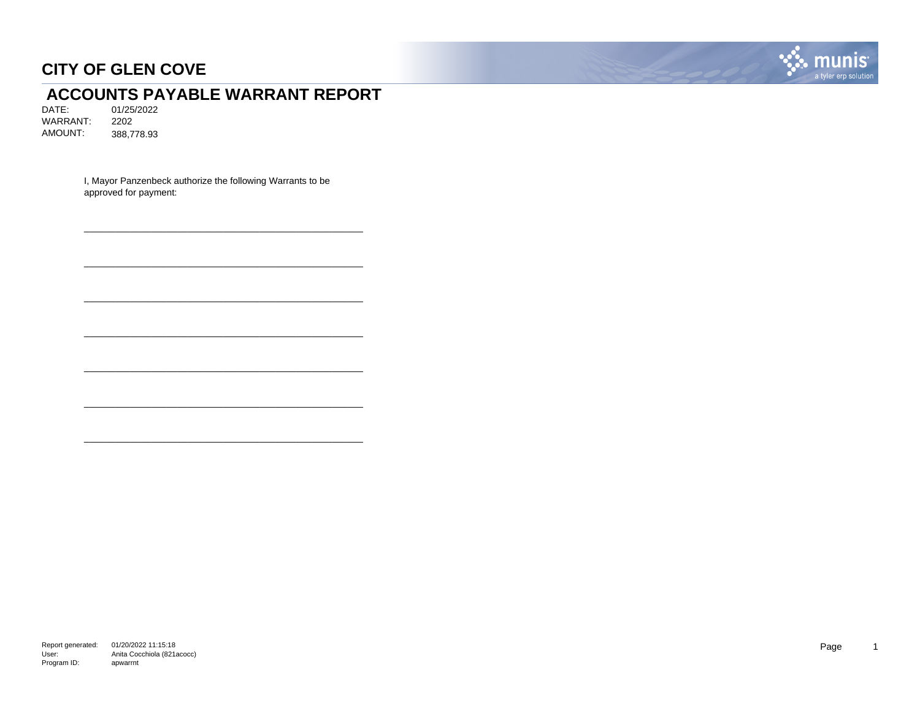# CITY OF GLEN COVE

## ACCOUNTS PAYABLE WARRANT REPORT

DATE: 01/25/2022
WARRANT: 2202
AMOUNT: 388,778.93

I, Mayor Panzenbeck authorize the following Warrants to be approved for payment:

\_\_\_\_\_\_\_\_\_\_\_\_\_\_\_\_\_\_\_\_\_\_\_\_\_\_\_\_\_\_\_\_\_\_\_\_\_\_\_\_\_\_\_\_

\_\_\_\_\_\_\_\_\_\_\_\_\_\_\_\_\_\_\_\_\_\_\_\_\_\_\_\_\_\_\_\_\_\_\_\_\_\_\_\_\_\_\_\_

\_\_\_\_\_\_\_\_\_\_\_\_\_\_\_\_\_\_\_\_\_\_\_\_\_\_\_\_\_\_\_\_\_\_\_\_\_\_\_\_\_\_\_\_

\_\_\_\_\_\_\_\_\_\_\_\_\_\_\_\_\_\_\_\_\_\_\_\_\_\_\_\_\_\_\_\_\_\_\_\_\_\_\_\_\_\_\_\_

\_\_\_\_\_\_\_\_\_\_\_\_\_\_\_\_\_\_\_\_\_\_\_\_\_\_\_\_\_\_\_\_\_\_\_\_\_\_\_\_\_\_\_\_

\_\_\_\_\_\_\_\_\_\_\_\_\_\_\_\_\_\_\_\_\_\_\_\_\_\_\_\_\_\_\_\_\_\_\_\_\_\_\_\_\_\_\_\_

\_\_\_\_\_\_\_\_\_\_\_\_\_\_\_\_\_\_\_\_\_\_\_\_\_\_\_\_\_\_\_\_\_\_\_\_\_\_\_\_\_\_\_\_

Report generated: 01/20/2022 11:15:18
User: Anita Cocchiola (821acocc)
Program ID: apwarrnt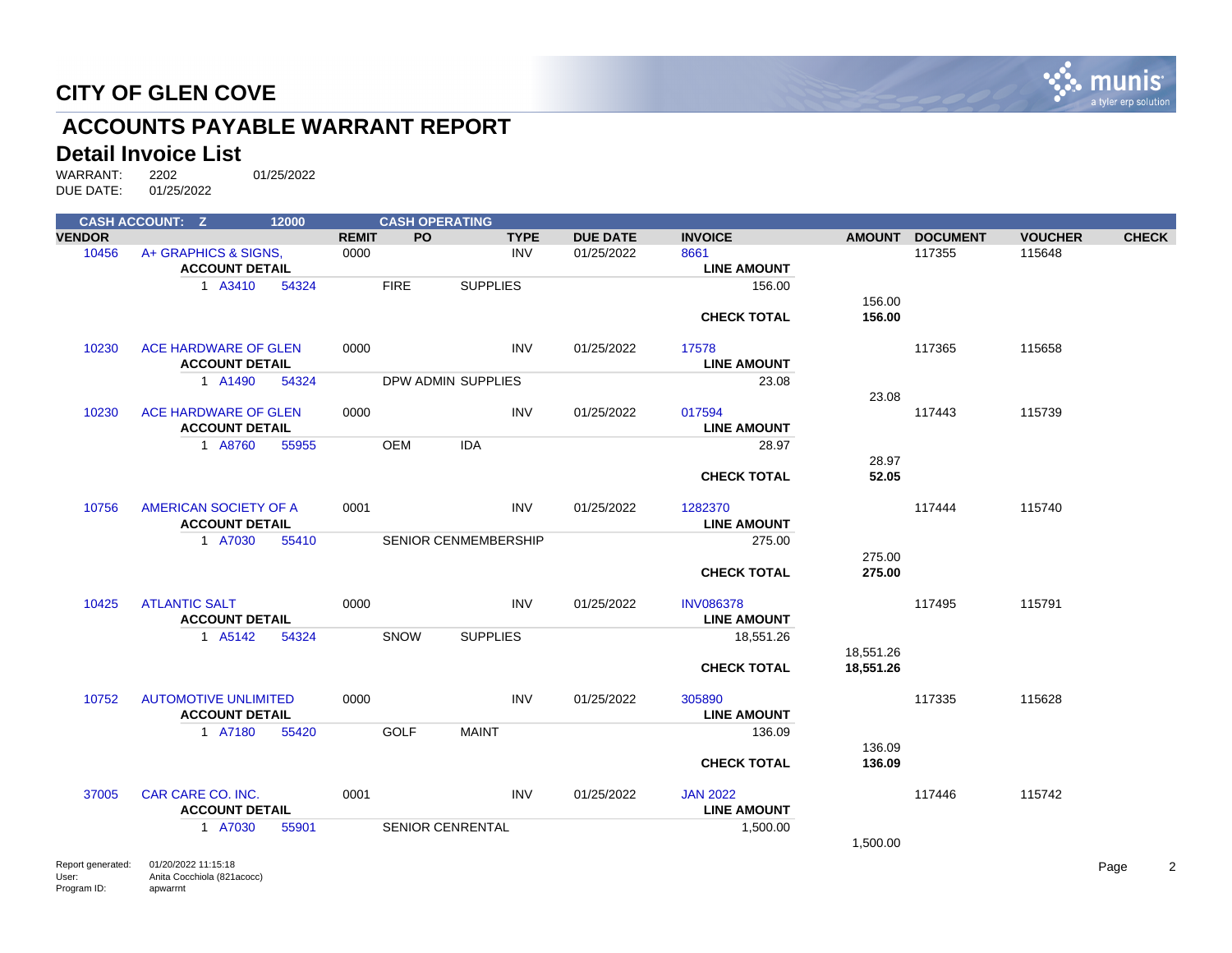# CITY OF GLEN COVE

## ACCOUNTS PAYABLE WARRANT REPORT

### Detail Invoice List

WARRANT: 2202 01/25/2022
DUE DATE: 01/25/2022

| CASH ACCOUNT: Z | | 12000 | | CASH OPERATING | | | | | | | |
|---|---|---|---|---|---|---|---|---|---|---|---|
| **VENDOR** | | | **REMIT** | **PO** | **TYPE** | **DUE DATE** | **INVOICE** | **AMOUNT** | **DOCUMENT** | **VOUCHER** | **CHECK** |
| 10456 | A+ GRAPHICS & SIGNS, | | 0000 | | INV | 01/25/2022 | 8661 | | 117355 | 115648 | |
| | **ACCOUNT DETAIL** | | | | | | **LINE AMOUNT** | | | | |
| | 1 A3410 | 54324 | | FIRE | SUPPLIES | | 156.00 | | | | |
| | | | | | | | | 156.00 | | | |
| | | | | | | | **CHECK TOTAL** | **156.00** | | | |
| 10230 | ACE HARDWARE OF GLEN | | 0000 | | INV | 01/25/2022 | 17578 | | 117365 | 115658 | |
| | **ACCOUNT DETAIL** | | | | | | **LINE AMOUNT** | | | | |
| | 1 A1490 | 54324 | | DPW ADMIN | SUPPLIES | | 23.08 | | | | |
| | | | | | | | | 23.08 | | | |
| 10230 | ACE HARDWARE OF GLEN | | 0000 | | INV | 01/25/2022 | 017594 | | 117443 | 115739 | |
| | **ACCOUNT DETAIL** | | | | | | **LINE AMOUNT** | | | | |
| | 1 A8760 | 55955 | | OEM | IDA | | 28.97 | | | | |
| | | | | | | | | 28.97 | | | |
| | | | | | | | **CHECK TOTAL** | **52.05** | | | |
| 10756 | AMERICAN SOCIETY OF A | | 0001 | | INV | 01/25/2022 | 1282370 | | 117444 | 115740 | |
| | **ACCOUNT DETAIL** | | | | | | **LINE AMOUNT** | | | | |
| | 1 A7030 | 55410 | | SENIOR CEN | MEMBERSHIP | | 275.00 | | | | |
| | | | | | | | | 275.00 | | | |
| | | | | | | | **CHECK TOTAL** | **275.00** | | | |
| 10425 | ATLANTIC SALT | | 0000 | | INV | 01/25/2022 | INV086378 | | 117495 | 115791 | |
| | **ACCOUNT DETAIL** | | | | | | **LINE AMOUNT** | | | | |
| | 1 A5142 | 54324 | | SNOW | SUPPLIES | | 18,551.26 | | | | |
| | | | | | | | | 18,551.26 | | | |
| | | | | | | | **CHECK TOTAL** | **18,551.26** | | | |
| 10752 | AUTOMOTIVE UNLIMITED | | 0000 | | INV | 01/25/2022 | 305890 | | 117335 | 115628 | |
| | **ACCOUNT DETAIL** | | | | | | **LINE AMOUNT** | | | | |
| | 1 A7180 | 55420 | | GOLF | MAINT | | 136.09 | | | | |
| | | | | | | | | 136.09 | | | |
| | | | | | | | **CHECK TOTAL** | **136.09** | | | |
| 37005 | CAR CARE CO. INC. | | 0001 | | INV | 01/25/2022 | JAN 2022 | | 117446 | 115742 | |
| | **ACCOUNT DETAIL** | | | | | | **LINE AMOUNT** | | | | |
| | 1 A7030 | 55901 | | SENIOR CEN | RENTAL | | 1,500.00 | | | | |
| | | | | | | | | 1,500.00 | | | |

Report generated: 01/20/2022 11:15:18
User: Anita Cocchiola (821acocc)
Program ID: apwarrnt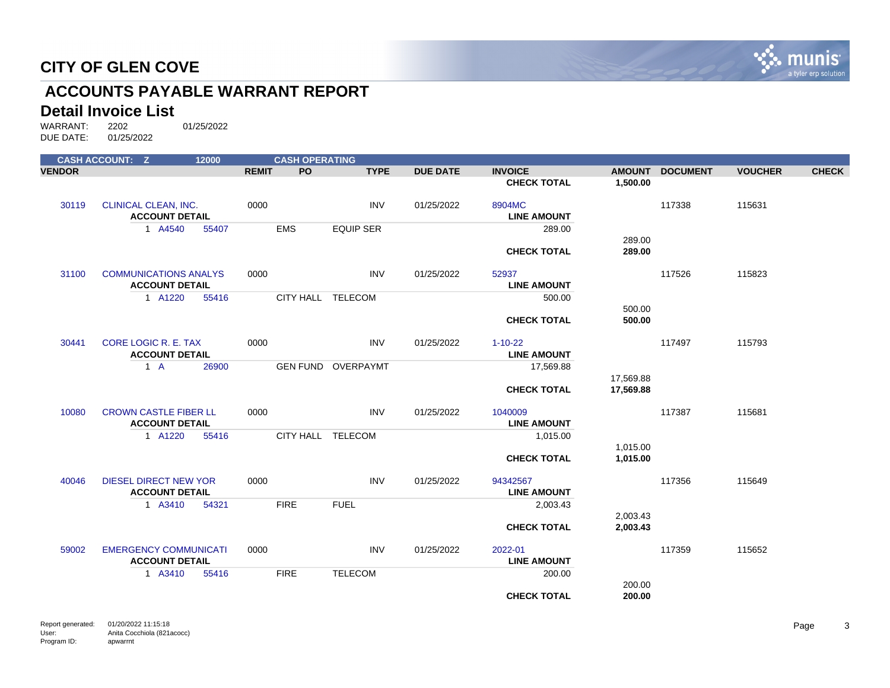# CITY OF GLEN COVE

## ACCOUNTS PAYABLE WARRANT REPORT

### Detail Invoice List

WARRANT: 2202 01/25/2022
DUE DATE: 01/25/2022

CASH ACCOUNT: Z 12000 CASH OPERATING

| VENDOR | | REMIT | PO | TYPE | DUE DATE | INVOICE | AMOUNT | DOCUMENT | VOUCHER | CHECK |
|---|---|---|---|---|---|---|---|---|---|---|
| | | | | | | **CHECK TOTAL** | **1,500.00** | | | |
| 30119 | CLINICAL CLEAN, INC. | 0000 | | INV | 01/25/2022 | 8904MC | | 117338 | 115631 | |
| | **ACCOUNT DETAIL** | | | | | **LINE AMOUNT** | | | | |
| | 1 A4540 55407 | | EMS | EQUIP SER | | 289.00 | | | | |
| | | | | | | | 289.00 | | | |
| | | | | | | **CHECK TOTAL** | **289.00** | | | |
| 31100 | COMMUNICATIONS ANALYS | 0000 | | INV | 01/25/2022 | 52937 | | 117526 | 115823 | |
| | **ACCOUNT DETAIL** | | | | | **LINE AMOUNT** | | | | |
| | 1 A1220 55416 | | CITY HALL | TELECOM | | 500.00 | | | | |
| | | | | | | | 500.00 | | | |
| | | | | | | **CHECK TOTAL** | **500.00** | | | |
| 30441 | CORE LOGIC R. E. TAX | 0000 | | INV | 01/25/2022 | 1-10-22 | | 117497 | 115793 | |
| | **ACCOUNT DETAIL** | | | | | **LINE AMOUNT** | | | | |
| | 1 A 26900 | | GEN FUND | OVERPAYMT | | 17,569.88 | | | | |
| | | | | | | | 17,569.88 | | | |
| | | | | | | **CHECK TOTAL** | **17,569.88** | | | |
| 10080 | CROWN CASTLE FIBER LL | 0000 | | INV | 01/25/2022 | 1040009 | | 117387 | 115681 | |
| | **ACCOUNT DETAIL** | | | | | **LINE AMOUNT** | | | | |
| | 1 A1220 55416 | | CITY HALL | TELECOM | | 1,015.00 | | | | |
| | | | | | | | 1,015.00 | | | |
| | | | | | | **CHECK TOTAL** | **1,015.00** | | | |
| 40046 | DIESEL DIRECT NEW YOR | 0000 | | INV | 01/25/2022 | 94342567 | | 117356 | 115649 | |
| | **ACCOUNT DETAIL** | | | | | **LINE AMOUNT** | | | | |
| | 1 A3410 54321 | | FIRE | FUEL | | 2,003.43 | | | | |
| | | | | | | | 2,003.43 | | | |
| | | | | | | **CHECK TOTAL** | **2,003.43** | | | |
| 59002 | EMERGENCY COMMUNICATI | 0000 | | INV | 01/25/2022 | 2022-01 | | 117359 | 115652 | |
| | **ACCOUNT DETAIL** | | | | | **LINE AMOUNT** | | | | |
| | 1 A3410 55416 | | FIRE | TELECOM | | 200.00 | | | | |
| | | | | | | | 200.00 | | | |
| | | | | | | **CHECK TOTAL** | **200.00** | | | |

Report generated: 01/20/2022 11:15:18
User: Anita Cocchiola (821acocc)
Program ID: apwarrnt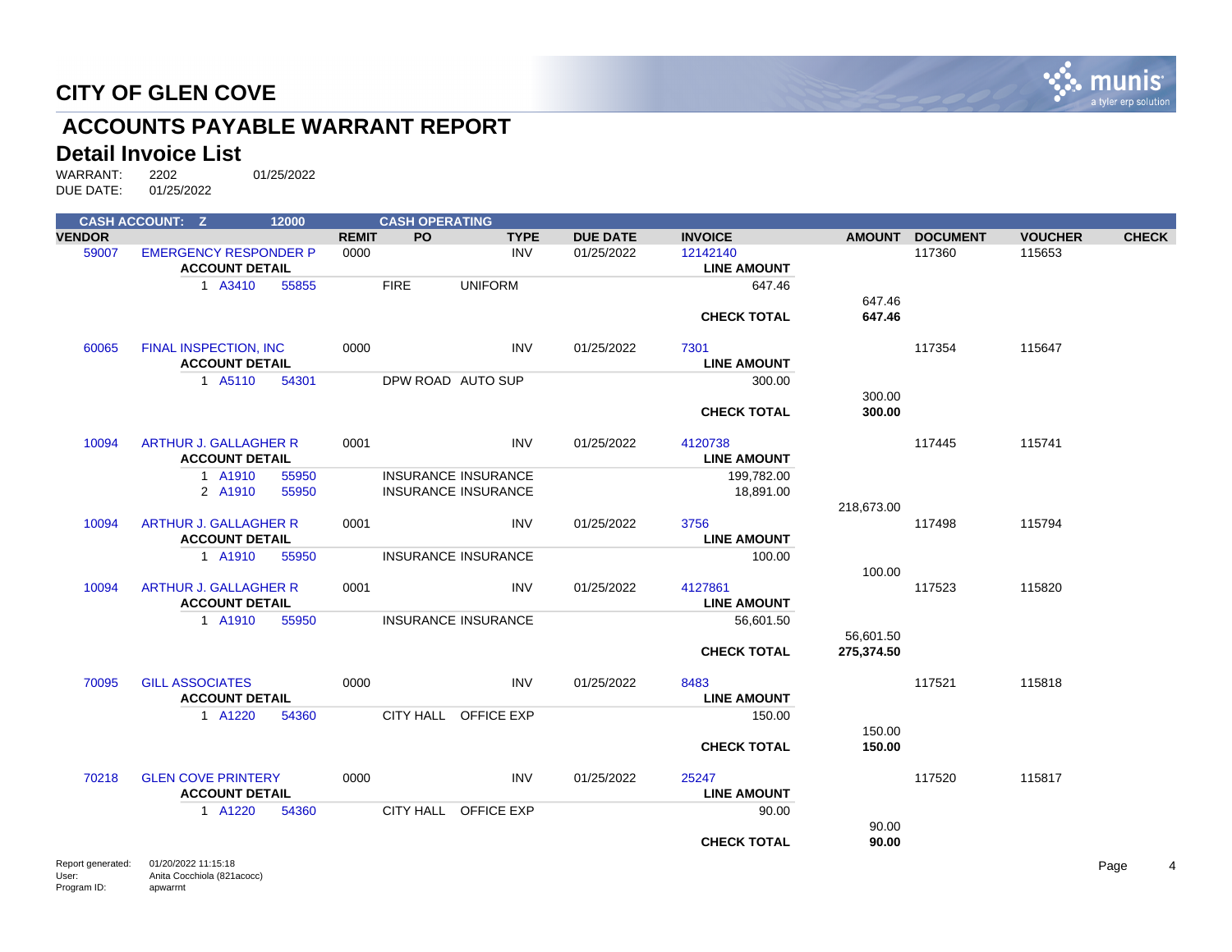# CITY OF GLEN COVE

## ACCOUNTS PAYABLE WARRANT REPORT

### Detail Invoice List

WARRANT: 2202 01/25/2022
DUE DATE: 01/25/2022

**CASH ACCOUNT: Z 12000 CASH OPERATING**

| VENDOR | | REMIT | PO | TYPE | DUE DATE | INVOICE | AMOUNT | DOCUMENT | VOUCHER | CHECK |
|---|---|---|---|---|---|---|---|---|---|---|
| 59007 | EMERGENCY RESPONDER P | 0000 | | INV | 01/25/2022 | 12142140 | | 117360 | 115653 | |
| | **ACCOUNT DETAIL** | | | | | **LINE AMOUNT** | | | | |
| | 1 A3410 55855 | | FIRE | UNIFORM | | 647.46 | | | | |
| | | | | | | | 647.46 | | | |
| | | | | | | **CHECK TOTAL** | **647.46** | | | |
| 60065 | FINAL INSPECTION, INC | 0000 | | INV | 01/25/2022 | 7301 | | 117354 | 115647 | |
| | **ACCOUNT DETAIL** | | | | | **LINE AMOUNT** | | | | |
| | 1 A5110 54301 | | DPW ROAD | AUTO SUP | | 300.00 | | | | |
| | | | | | | | 300.00 | | | |
| | | | | | | **CHECK TOTAL** | **300.00** | | | |
| 10094 | ARTHUR J. GALLAGHER R | 0001 | | INV | 01/25/2022 | 4120738 | | 117445 | 115741 | |
| | **ACCOUNT DETAIL** | | | | | **LINE AMOUNT** | | | | |
| | 1 A1910 55950 | | INSURANCE | INSURANCE | | 199,782.00 | | | | |
| | 2 A1910 55950 | | INSURANCE | INSURANCE | | 18,891.00 | | | | |
| | | | | | | | 218,673.00 | | | |
| 10094 | ARTHUR J. GALLAGHER R | 0001 | | INV | 01/25/2022 | 3756 | | 117498 | 115794 | |
| | **ACCOUNT DETAIL** | | | | | **LINE AMOUNT** | | | | |
| | 1 A1910 55950 | | INSURANCE | INSURANCE | | 100.00 | | | | |
| | | | | | | | 100.00 | | | |
| 10094 | ARTHUR J. GALLAGHER R | 0001 | | INV | 01/25/2022 | 4127861 | | 117523 | 115820 | |
| | **ACCOUNT DETAIL** | | | | | **LINE AMOUNT** | | | | |
| | 1 A1910 55950 | | INSURANCE | INSURANCE | | 56,601.50 | | | | |
| | | | | | | | 56,601.50 | | | |
| | | | | | | **CHECK TOTAL** | **275,374.50** | | | |
| 70095 | GILL ASSOCIATES | 0000 | | INV | 01/25/2022 | 8483 | | 117521 | 115818 | |
| | **ACCOUNT DETAIL** | | | | | **LINE AMOUNT** | | | | |
| | 1 A1220 54360 | | CITY HALL | OFFICE EXP | | 150.00 | | | | |
| | | | | | | | 150.00 | | | |
| | | | | | | **CHECK TOTAL** | **150.00** | | | |
| 70218 | GLEN COVE PRINTERY | 0000 | | INV | 01/25/2022 | 25247 | | 117520 | 115817 | |
| | **ACCOUNT DETAIL** | | | | | **LINE AMOUNT** | | | | |
| | 1 A1220 54360 | | CITY HALL | OFFICE EXP | | 90.00 | | | | |
| | | | | | | | 90.00 | | | |
| | | | | | | **CHECK TOTAL** | **90.00** | | | |

Report generated: 01/20/2022 11:15:18
User: Anita Cocchiola (821acocc)
Program ID: apwarrnt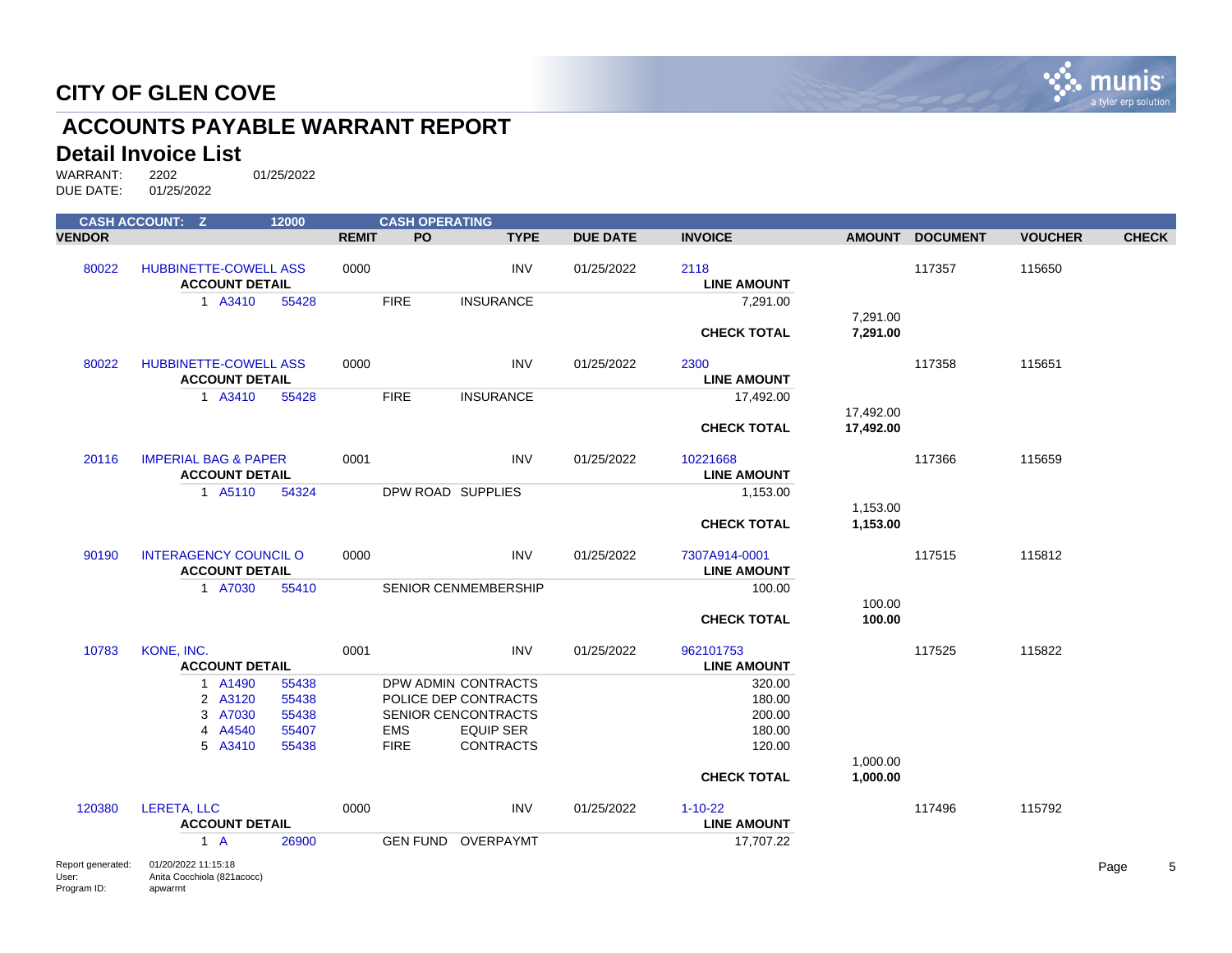# CITY OF GLEN COVE

## ACCOUNTS PAYABLE WARRANT REPORT

### Detail Invoice List

WARRANT: 2202 01/25/2022
DUE DATE: 01/25/2022

| CASH ACCOUNT: Z | | 12000 | | CASH OPERATING | | | | | | | |
|---|---|---|---|---|---|---|---|---|---|---|---|
| **VENDOR** | | | **REMIT** | **PO** | **TYPE** | **DUE DATE** | **INVOICE** | **AMOUNT** | **DOCUMENT** | **VOUCHER** | **CHECK** |
| 80022 | HUBBINETTE-COWELL ASS | | 0000 | | INV | 01/25/2022 | 2118 | | 117357 | 115650 | |
| | **ACCOUNT DETAIL** | | | | | | **LINE AMOUNT** | | | | |
| | 1 A3410 | 55428 | | FIRE | INSURANCE | | 7,291.00 | | | | |
| | | | | | | | | 7,291.00 | | | |
| | | | | | | | **CHECK TOTAL** | **7,291.00** | | | |
| 80022 | HUBBINETTE-COWELL ASS | | 0000 | | INV | 01/25/2022 | 2300 | | 117358 | 115651 | |
| | **ACCOUNT DETAIL** | | | | | | **LINE AMOUNT** | | | | |
| | 1 A3410 | 55428 | | FIRE | INSURANCE | | 17,492.00 | | | | |
| | | | | | | | | 17,492.00 | | | |
| | | | | | | | **CHECK TOTAL** | **17,492.00** | | | |
| 20116 | IMPERIAL BAG & PAPER | | 0001 | | INV | 01/25/2022 | 10221668 | | 117366 | 115659 | |
| | **ACCOUNT DETAIL** | | | | | | **LINE AMOUNT** | | | | |
| | 1 A5110 | 54324 | | DPW ROAD | SUPPLIES | | 1,153.00 | | | | |
| | | | | | | | | 1,153.00 | | | |
| | | | | | | | **CHECK TOTAL** | **1,153.00** | | | |
| 90190 | INTERAGENCY COUNCIL O | | 0000 | | INV | 01/25/2022 | 7307A914-0001 | | 117515 | 115812 | |
| | **ACCOUNT DETAIL** | | | | | | **LINE AMOUNT** | | | | |
| | 1 A7030 | 55410 | | SENIOR CEN | MEMBERSHIP | | 100.00 | | | | |
| | | | | | | | | 100.00 | | | |
| | | | | | | | **CHECK TOTAL** | **100.00** | | | |
| 10783 | KONE, INC. | | 0001 | | INV | 01/25/2022 | 962101753 | | 117525 | 115822 | |
| | **ACCOUNT DETAIL** | | | | | | **LINE AMOUNT** | | | | |
| | 1 A1490 | 55438 | | DPW ADMIN | CONTRACTS | | 320.00 | | | | |
| | 2 A3120 | 55438 | | POLICE DEP | CONTRACTS | | 180.00 | | | | |
| | 3 A7030 | 55438 | | SENIOR CEN | CONTRACTS | | 200.00 | | | | |
| | 4 A4540 | 55407 | | EMS | EQUIP SER | | 180.00 | | | | |
| | 5 A3410 | 55438 | | FIRE | CONTRACTS | | 120.00 | | | | |
| | | | | | | | | 1,000.00 | | | |
| | | | | | | | **CHECK TOTAL** | **1,000.00** | | | |
| 120380 | LERETA, LLC | | 0000 | | INV | 01/25/2022 | 1-10-22 | | 117496 | 115792 | |
| | **ACCOUNT DETAIL** | | | | | | **LINE AMOUNT** | | | | |
| | 1 A | 26900 | | GEN FUND | OVERPAYMT | | 17,707.22 | | | | |

Report generated: 01/20/2022 11:15:18
User: Anita Cocchiola (821acocc)
Program ID: apwarrnt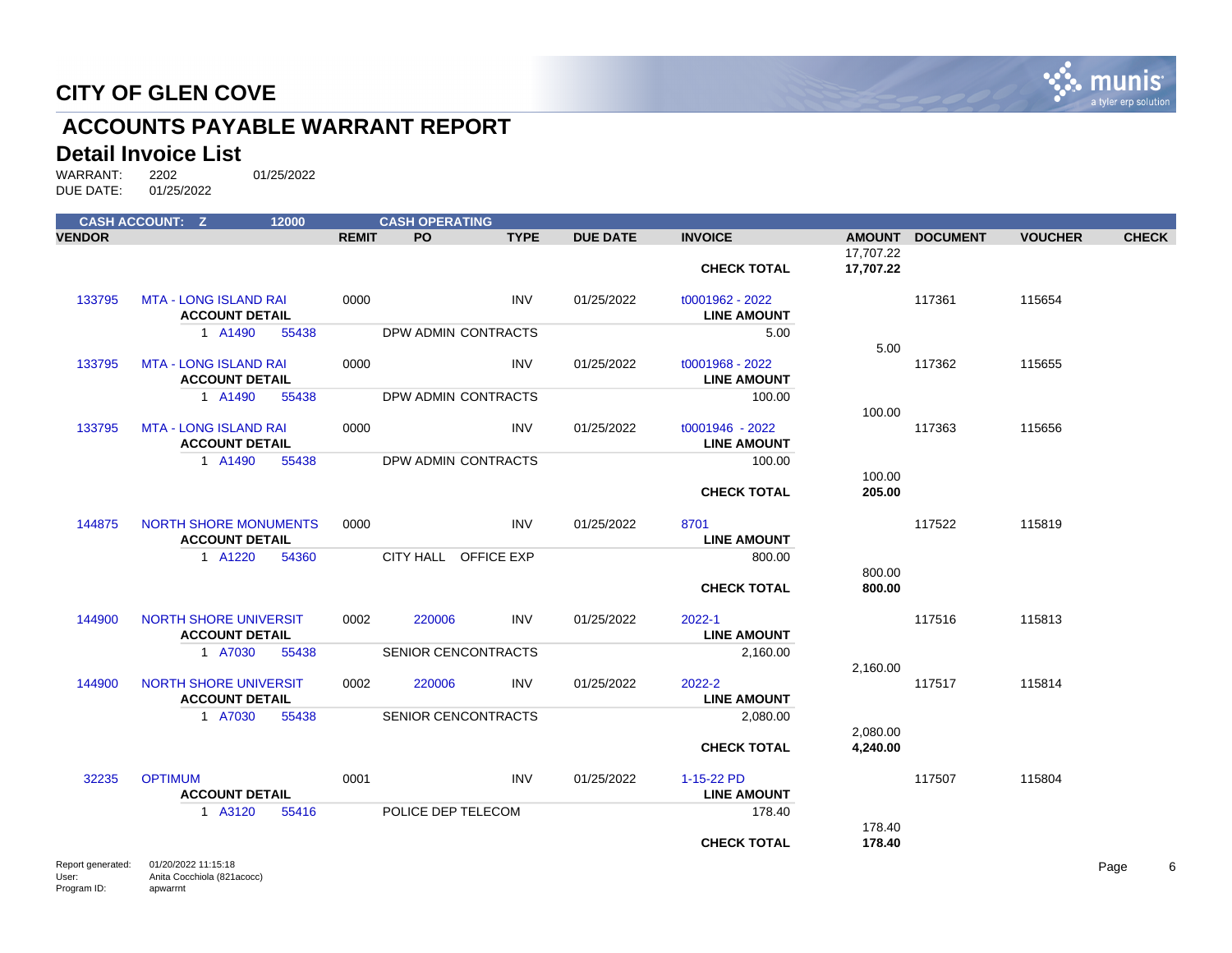# CITY OF GLEN COVE

## ACCOUNTS PAYABLE WARRANT REPORT

### Detail Invoice List

WARRANT: 2202 01/25/2022
DUE DATE: 01/25/2022

| CASH ACCOUNT: Z | | 12000 | | CASH OPERATING | | | | | | | |
|---|---|---|---|---|---|---|---|---|---|---|---|
| **VENDOR** | | | **REMIT** | **PO** | **TYPE** | **DUE DATE** | **INVOICE** | **AMOUNT** | **DOCUMENT** | **VOUCHER** | **CHECK** |
| | | | | | | | | 17,707.22 | | | |
| | | | | | | | **CHECK TOTAL** | **17,707.22** | | | |
| 133795 | MTA - LONG ISLAND RAI | | 0000 | | INV | 01/25/2022 | t0001962 - 2022 | | 117361 | 115654 | |
| | **ACCOUNT DETAIL** | | | | | | **LINE AMOUNT** | | | | |
| | 1 A1490 | 55438 | | DPW ADMIN CONTRACTS | | | 5.00 | | | | |
| | | | | | | | | 5.00 | | | |
| 133795 | MTA - LONG ISLAND RAI | | 0000 | | INV | 01/25/2022 | t0001968 - 2022 | | 117362 | 115655 | |
| | **ACCOUNT DETAIL** | | | | | | **LINE AMOUNT** | | | | |
| | 1 A1490 | 55438 | | DPW ADMIN CONTRACTS | | | 100.00 | | | | |
| | | | | | | | | 100.00 | | | |
| 133795 | MTA - LONG ISLAND RAI | | 0000 | | INV | 01/25/2022 | t0001946 - 2022 | | 117363 | 115656 | |
| | **ACCOUNT DETAIL** | | | | | | **LINE AMOUNT** | | | | |
| | 1 A1490 | 55438 | | DPW ADMIN CONTRACTS | | | 100.00 | | | | |
| | | | | | | | | 100.00 | | | |
| | | | | | | | **CHECK TOTAL** | **205.00** | | | |
| 144875 | NORTH SHORE MONUMENTS | | 0000 | | INV | 01/25/2022 | 8701 | | 117522 | 115819 | |
| | **ACCOUNT DETAIL** | | | | | | **LINE AMOUNT** | | | | |
| | 1 A1220 | 54360 | | CITY HALL OFFICE EXP | | | 800.00 | | | | |
| | | | | | | | | 800.00 | | | |
| | | | | | | | **CHECK TOTAL** | **800.00** | | | |
| 144900 | NORTH SHORE UNIVERSIT | | 0002 | 220006 | INV | 01/25/2022 | 2022-1 | | 117516 | 115813 | |
| | **ACCOUNT DETAIL** | | | | | | **LINE AMOUNT** | | | | |
| | 1 A7030 | 55438 | | SENIOR CENCONTRACTS | | | 2,160.00 | | | | |
| | | | | | | | | 2,160.00 | | | |
| 144900 | NORTH SHORE UNIVERSIT | | 0002 | 220006 | INV | 01/25/2022 | 2022-2 | | 117517 | 115814 | |
| | **ACCOUNT DETAIL** | | | | | | **LINE AMOUNT** | | | | |
| | 1 A7030 | 55438 | | SENIOR CENCONTRACTS | | | 2,080.00 | | | | |
| | | | | | | | | 2,080.00 | | | |
| | | | | | | | **CHECK TOTAL** | **4,240.00** | | | |
| 32235 | OPTIMUM | | 0001 | | INV | 01/25/2022 | 1-15-22 PD | | 117507 | 115804 | |
| | **ACCOUNT DETAIL** | | | | | | **LINE AMOUNT** | | | | |
| | 1 A3120 | 55416 | | POLICE DEP TELECOM | | | 178.40 | | | | |
| | | | | | | | | 178.40 | | | |
| | | | | | | | **CHECK TOTAL** | **178.40** | | | |

Report generated: 01/20/2022 11:15:18
User: Anita Cocchiola (821acocc)
Program ID: apwarrnt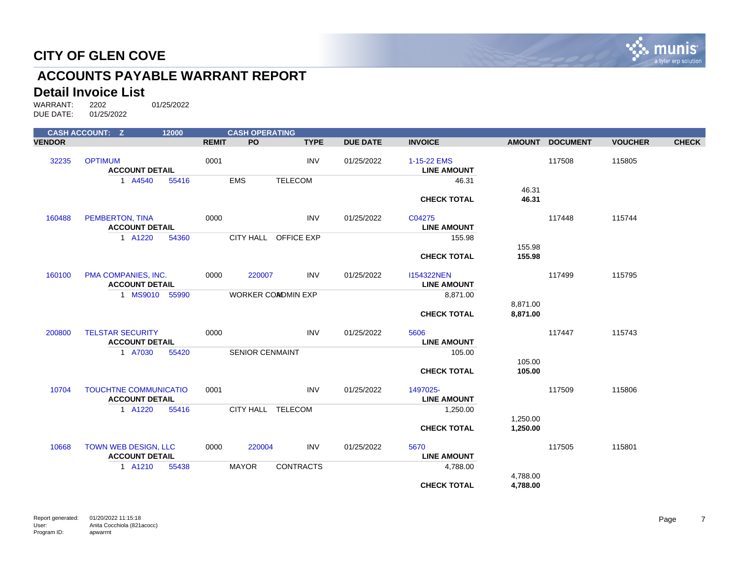# CITY OF GLEN COVE

## ACCOUNTS PAYABLE WARRANT REPORT

### Detail Invoice List

WARRANT: 2202 01/25/2022
DUE DATE: 01/25/2022

| CASH ACCOUNT: Z | | 12000 | | CASH OPERATING | | | | | | | | |
|---|---|---|---|---|---|---|---|---|---|---|---|---|
| **VENDOR** | | | **REMIT** | **PO** | **TYPE** | **DUE DATE** | **INVOICE** | **AMOUNT** | **DOCUMENT** | **VOUCHER** | **CHECK** |
| 32235 | OPTIMUM | | 0001 | | INV | 01/25/2022 | 1-15-22 EMS | | 117508 | 115805 | |
| | **ACCOUNT DETAIL** | | | | | | **LINE AMOUNT** | | | | |
| | 1 A4540 | 55416 | | EMS | TELECOM | | 46.31 | | | | |
| | | | | | | | | 46.31 | | | |
| | | | | | | | **CHECK TOTAL** | **46.31** | | | |
| 160488 | PEMBERTON, TINA | | 0000 | | INV | 01/25/2022 | C04275 | | 117448 | 115744 | |
| | **ACCOUNT DETAIL** | | | | | | **LINE AMOUNT** | | | | |
| | 1 A1220 | 54360 | | CITY HALL | OFFICE EXP | | 155.98 | | | | |
| | | | | | | | | 155.98 | | | |
| | | | | | | | **CHECK TOTAL** | **155.98** | | | |
| 160100 | PMA COMPANIES, INC. | | 0000 | 220007 | INV | 01/25/2022 | I154322NEN | | 117499 | 115795 | |
| | **ACCOUNT DETAIL** | | | | | | **LINE AMOUNT** | | | | |
| | 1 MS9010 | 55990 | | WORKER COM | ADMIN EXP | | 8,871.00 | | | | |
| | | | | | | | | 8,871.00 | | | |
| | | | | | | | **CHECK TOTAL** | **8,871.00** | | | |
| 200800 | TELSTAR SECURITY | | 0000 | | INV | 01/25/2022 | 5606 | | 117447 | 115743 | |
| | **ACCOUNT DETAIL** | | | | | | **LINE AMOUNT** | | | | |
| | 1 A7030 | 55420 | | SENIOR CEN | MAINT | | 105.00 | | | | |
| | | | | | | | | 105.00 | | | |
| | | | | | | | **CHECK TOTAL** | **105.00** | | | |
| 10704 | TOUCHTNE COMMUNICATIO | | 0001 | | INV | 01/25/2022 | 1497025- | | 117509 | 115806 | |
| | **ACCOUNT DETAIL** | | | | | | **LINE AMOUNT** | | | | |
| | 1 A1220 | 55416 | | CITY HALL | TELECOM | | 1,250.00 | | | | |
| | | | | | | | | 1,250.00 | | | |
| | | | | | | | **CHECK TOTAL** | **1,250.00** | | | |
| 10668 | TOWN WEB DESIGN, LLC | | 0000 | 220004 | INV | 01/25/2022 | 5670 | | 117505 | 115801 | |
| | **ACCOUNT DETAIL** | | | | | | **LINE AMOUNT** | | | | |
| | 1 A1210 | 55438 | | MAYOR | CONTRACTS | | 4,788.00 | | | | |
| | | | | | | | | 4,788.00 | | | |
| | | | | | | | **CHECK TOTAL** | **4,788.00** | | | |

Report generated: 01/20/2022 11:15:18
User: Anita Cocchiola (821acocc)
Program ID: apwarrnt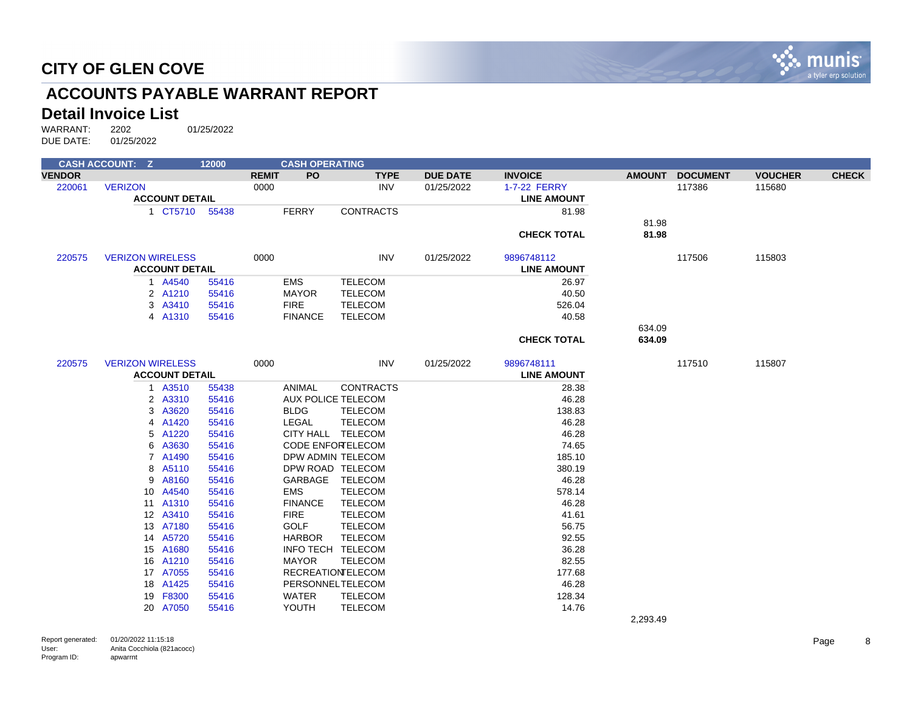# CITY OF GLEN COVE

## ACCOUNTS PAYABLE WARRANT REPORT

### Detail Invoice List

WARRANT: 2202 01/25/2022
DUE DATE: 01/25/2022

CASH ACCOUNT: Z 12000 CASH OPERATING

| VENDOR | | REMIT | PO | TYPE | DUE DATE | INVOICE | AMOUNT | DOCUMENT | VOUCHER | CHECK |
|---|---|---|---|---|---|---|---|---|---|---|
| 220061 | VERIZON | 0000 | | INV | 01/25/2022 | 1-7-22 FERRY | | 117386 | 115680 | |
| | **ACCOUNT DETAIL** | | | | | **LINE AMOUNT** | | | | |
| | 1 CT5710 55438 | | FERRY | CONTRACTS | | 81.98 | | | | |
| | | | | | | | 81.98 | | | |
| | | | | | | **CHECK TOTAL** | **81.98** | | | |
| 220575 | VERIZON WIRELESS | 0000 | | INV | 01/25/2022 | 9896748112 | | 117506 | 115803 | |
| | **ACCOUNT DETAIL** | | | | | **LINE AMOUNT** | | | | |
| | 1 A4540 55416 | | EMS | TELECOM | | 26.97 | | | | |
| | 2 A1210 55416 | | MAYOR | TELECOM | | 40.50 | | | | |
| | 3 A3410 55416 | | FIRE | TELECOM | | 526.04 | | | | |
| | 4 A1310 55416 | | FINANCE | TELECOM | | 40.58 | | | | |
| | | | | | | | 634.09 | | | |
| | | | | | | **CHECK TOTAL** | **634.09** | | | |
| 220575 | VERIZON WIRELESS | 0000 | | INV | 01/25/2022 | 9896748111 | | 117510 | 115807 | |
| | **ACCOUNT DETAIL** | | | | | **LINE AMOUNT** | | | | |
| | 1 A3510 55438 | | ANIMAL | CONTRACTS | | 28.38 | | | | |
| | 2 A3310 55416 | | AUX POLICE | TELECOM | | 46.28 | | | | |
| | 3 A3620 55416 | | BLDG | TELECOM | | 138.83 | | | | |
| | 4 A1420 55416 | | LEGAL | TELECOM | | 46.28 | | | | |
| | 5 A1220 55416 | | CITY HALL | TELECOM | | 46.28 | | | | |
| | 6 A3630 55416 | | CODE ENFOR | TELECOM | | 74.65 | | | | |
| | 7 A1490 55416 | | DPW ADMIN | TELECOM | | 185.10 | | | | |
| | 8 A5110 55416 | | DPW ROAD | TELECOM | | 380.19 | | | | |
| | 9 A8160 55416 | | GARBAGE | TELECOM | | 46.28 | | | | |
| | 10 A4540 55416 | | EMS | TELECOM | | 578.14 | | | | |
| | 11 A1310 55416 | | FINANCE | TELECOM | | 46.28 | | | | |
| | 12 A3410 55416 | | FIRE | TELECOM | | 41.61 | | | | |
| | 13 A7180 55416 | | GOLF | TELECOM | | 56.75 | | | | |
| | 14 A5720 55416 | | HARBOR | TELECOM | | 92.55 | | | | |
| | 15 A1680 55416 | | INFO TECH | TELECOM | | 36.28 | | | | |
| | 16 A1210 55416 | | MAYOR | TELECOM | | 82.55 | | | | |
| | 17 A7055 55416 | | RECREATION | TELECOM | | 177.68 | | | | |
| | 18 A1425 55416 | | PERSONNEL | TELECOM | | 46.28 | | | | |
| | 19 F8300 55416 | | WATER | TELECOM | | 128.34 | | | | |
| | 20 A7050 55416 | | YOUTH | TELECOM | | 14.76 | | | | |
| | | | | | | | 2,293.49 | | | |

Report generated: 01/20/2022 11:15:18
User: Anita Cocchiola (821acocc)
Program ID: apwarrnt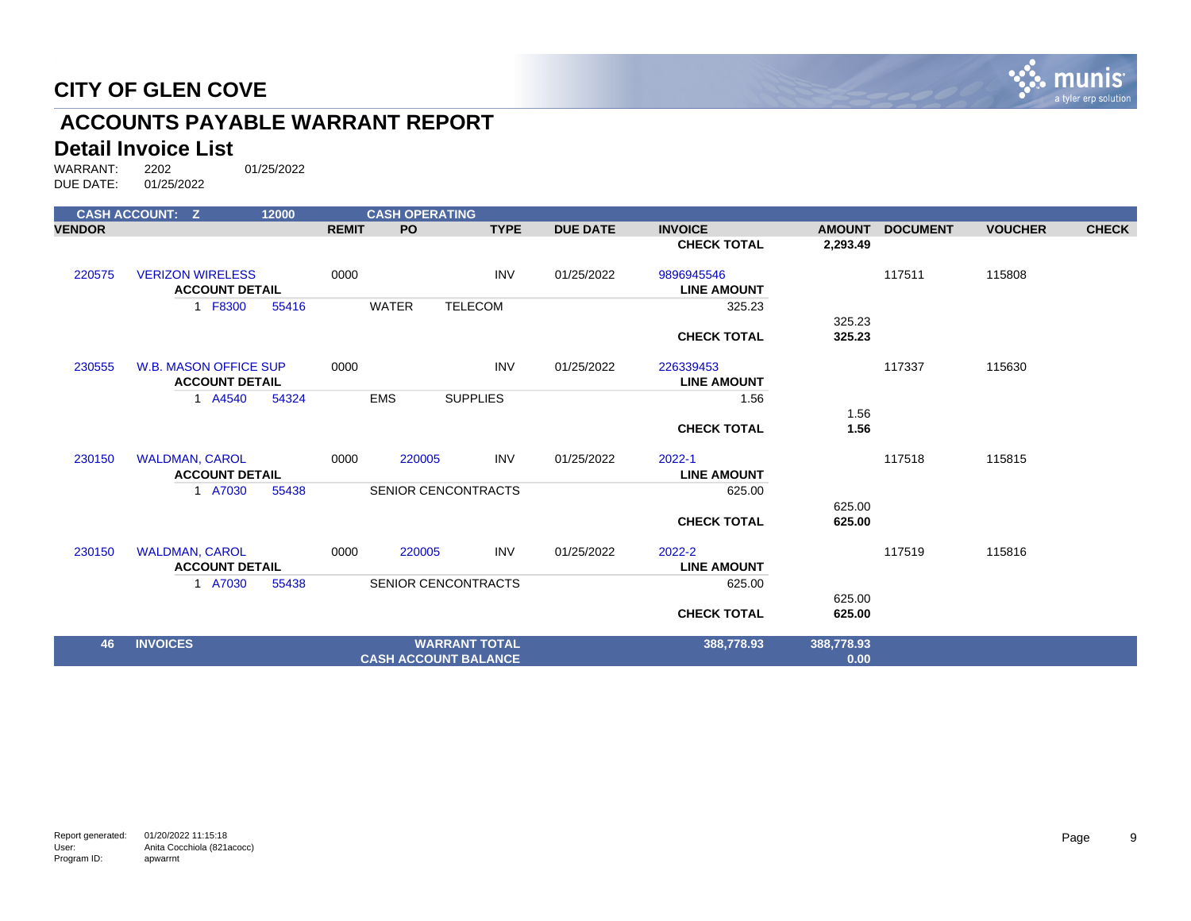# CITY OF GLEN COVE

## ACCOUNTS PAYABLE WARRANT REPORT

### Detail Invoice List

WARRANT: 2202 01/25/2022
DUE DATE: 01/25/2022

| CASH ACCOUNT: Z | | 12000 | | CASH OPERATING | | | | | | | |
|---|---|---|---|---|---|---|---|---|---|---|---|
| **VENDOR** | | | **REMIT** | **PO** | **TYPE** | **DUE DATE** | **INVOICE** | **AMOUNT** | **DOCUMENT** | **VOUCHER** | **CHECK** |
| | | | | | | | **CHECK TOTAL** | **2,293.49** | | | |
| 220575 | VERIZON WIRELESS | | 0000 | | INV | 01/25/2022 | 9896945546 | | 117511 | 115808 | |
| | **ACCOUNT DETAIL** | | | | | | **LINE AMOUNT** | | | | |
| | 1 F8300 | 55416 | | WATER | TELECOM | | 325.23 | | | | |
| | | | | | | | | 325.23 | | | |
| | | | | | | | **CHECK TOTAL** | **325.23** | | | |
| 230555 | W.B. MASON OFFICE SUP | | 0000 | | INV | 01/25/2022 | 226339453 | | 117337 | 115630 | |
| | **ACCOUNT DETAIL** | | | | | | **LINE AMOUNT** | | | | |
| | 1 A4540 | 54324 | | EMS | SUPPLIES | | 1.56 | | | | |
| | | | | | | | | 1.56 | | | |
| | | | | | | | **CHECK TOTAL** | **1.56** | | | |
| 230150 | WALDMAN, CAROL | | 0000 | 220005 | INV | 01/25/2022 | 2022-1 | | 117518 | 115815 | |
| | **ACCOUNT DETAIL** | | | | | | **LINE AMOUNT** | | | | |
| | 1 A7030 | 55438 | | SENIOR CENCONTRACTS | | | 625.00 | | | | |
| | | | | | | | | 625.00 | | | |
| | | | | | | | **CHECK TOTAL** | **625.00** | | | |
| 230150 | WALDMAN, CAROL | | 0000 | 220005 | INV | 01/25/2022 | 2022-2 | | 117519 | 115816 | |
| | **ACCOUNT DETAIL** | | | | | | **LINE AMOUNT** | | | | |
| | 1 A7030 | 55438 | | SENIOR CENCONTRACTS | | | 625.00 | | | | |
| | | | | | | | | 625.00 | | | |
| | | | | | | | **CHECK TOTAL** | **625.00** | | | |
| **46** | **INVOICES** | | | | **WARRANT TOTAL** | | **388,778.93** | **388,778.93** | | | |
| | | | | | **CASH ACCOUNT BALANCE** | | | **0.00** | | | |

Report generated: 01/20/2022 11:15:18
User: Anita Cocchiola (821acocc)
Program ID: apwarrnt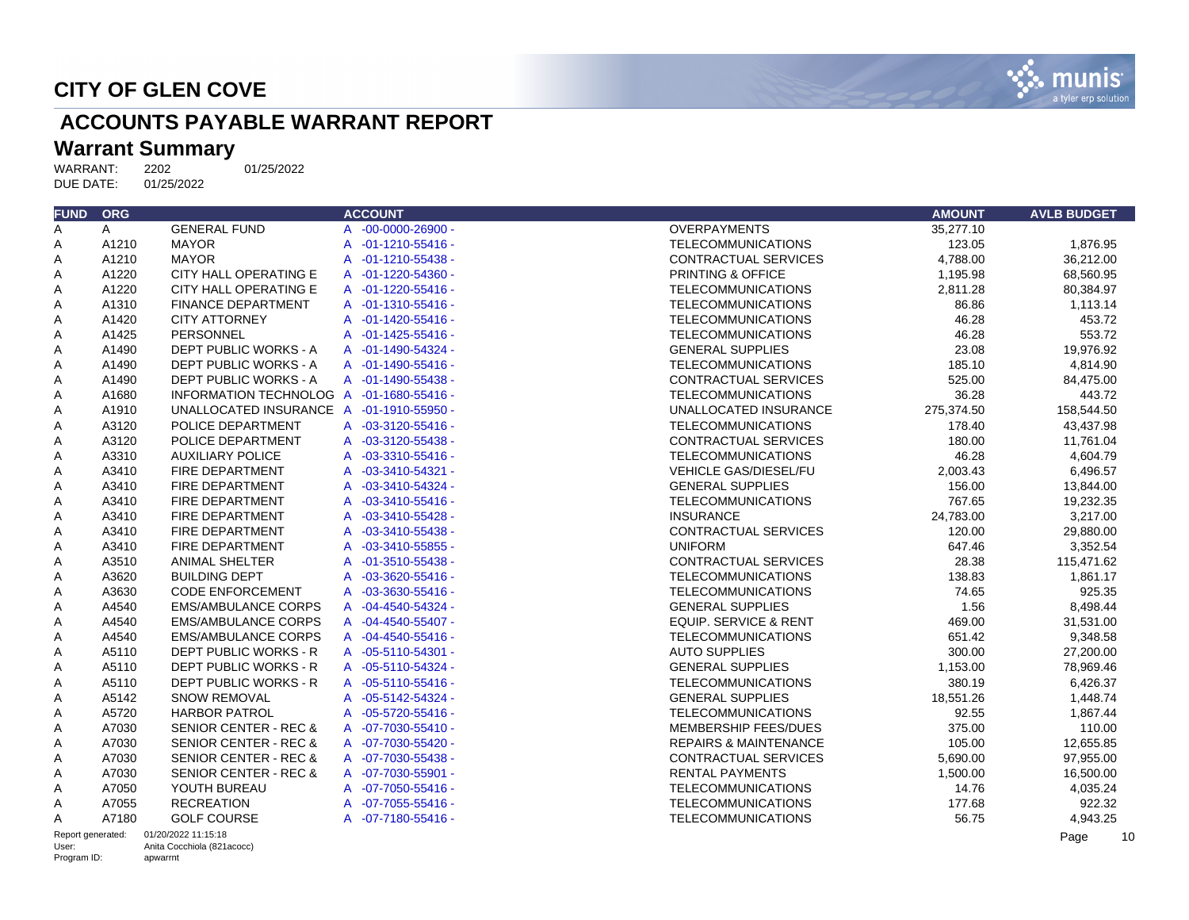# CITY OF GLEN COVE

## ACCOUNTS PAYABLE WARRANT REPORT

### Warrant Summary

WARRANT: 2202 01/25/2022
DUE DATE: 01/25/2022

| FUND | ORG | | ACCOUNT | | AMOUNT | AVLB BUDGET |
|---|---|---|---|---|---|---|
| A | A | GENERAL FUND | A -00-0000-26900 - | OVERPAYMENTS | 35,277.10 | |
| A | A1210 | MAYOR | A -01-1210-55416 - | TELECOMMUNICATIONS | 123.05 | 1,876.95 |
| A | A1210 | MAYOR | A -01-1210-55438 - | CONTRACTUAL SERVICES | 4,788.00 | 36,212.00 |
| A | A1220 | CITY HALL OPERATING E | A -01-1220-54360 - | PRINTING & OFFICE | 1,195.98 | 68,560.95 |
| A | A1220 | CITY HALL OPERATING E | A -01-1220-55416 - | TELECOMMUNICATIONS | 2,811.28 | 80,384.97 |
| A | A1310 | FINANCE DEPARTMENT | A -01-1310-55416 - | TELECOMMUNICATIONS | 86.86 | 1,113.14 |
| A | A1420 | CITY ATTORNEY | A -01-1420-55416 - | TELECOMMUNICATIONS | 46.28 | 453.72 |
| A | A1425 | PERSONNEL | A -01-1425-55416 - | TELECOMMUNICATIONS | 46.28 | 553.72 |
| A | A1490 | DEPT PUBLIC WORKS - A | A -01-1490-54324 - | GENERAL SUPPLIES | 23.08 | 19,976.92 |
| A | A1490 | DEPT PUBLIC WORKS - A | A -01-1490-55416 - | TELECOMMUNICATIONS | 185.10 | 4,814.90 |
| A | A1490 | DEPT PUBLIC WORKS - A | A -01-1490-55438 - | CONTRACTUAL SERVICES | 525.00 | 84,475.00 |
| A | A1680 | INFORMATION TECHNOLOG | A -01-1680-55416 - | TELECOMMUNICATIONS | 36.28 | 443.72 |
| A | A1910 | UNALLOCATED INSURANCE | A -01-1910-55950 - | UNALLOCATED INSURANCE | 275,374.50 | 158,544.50 |
| A | A3120 | POLICE DEPARTMENT | A -03-3120-55416 - | TELECOMMUNICATIONS | 178.40 | 43,437.98 |
| A | A3120 | POLICE DEPARTMENT | A -03-3120-55438 - | CONTRACTUAL SERVICES | 180.00 | 11,761.04 |
| A | A3310 | AUXILIARY POLICE | A -03-3310-55416 - | TELECOMMUNICATIONS | 46.28 | 4,604.79 |
| A | A3410 | FIRE DEPARTMENT | A -03-3410-54321 - | VEHICLE GAS/DIESEL/FU | 2,003.43 | 6,496.57 |
| A | A3410 | FIRE DEPARTMENT | A -03-3410-54324 - | GENERAL SUPPLIES | 156.00 | 13,844.00 |
| A | A3410 | FIRE DEPARTMENT | A -03-3410-55416 - | TELECOMMUNICATIONS | 767.65 | 19,232.35 |
| A | A3410 | FIRE DEPARTMENT | A -03-3410-55428 - | INSURANCE | 24,783.00 | 3,217.00 |
| A | A3410 | FIRE DEPARTMENT | A -03-3410-55438 - | CONTRACTUAL SERVICES | 120.00 | 29,880.00 |
| A | A3410 | FIRE DEPARTMENT | A -03-3410-55855 - | UNIFORM | 647.46 | 3,352.54 |
| A | A3510 | ANIMAL SHELTER | A -01-3510-55438 - | CONTRACTUAL SERVICES | 28.38 | 115,471.62 |
| A | A3620 | BUILDING DEPT | A -03-3620-55416 - | TELECOMMUNICATIONS | 138.83 | 1,861.17 |
| A | A3630 | CODE ENFORCEMENT | A -03-3630-55416 - | TELECOMMUNICATIONS | 74.65 | 925.35 |
| A | A4540 | EMS/AMBULANCE CORPS | A -04-4540-54324 - | GENERAL SUPPLIES | 1.56 | 8,498.44 |
| A | A4540 | EMS/AMBULANCE CORPS | A -04-4540-55407 - | EQUIP. SERVICE & RENT | 469.00 | 31,531.00 |
| A | A4540 | EMS/AMBULANCE CORPS | A -04-4540-55416 - | TELECOMMUNICATIONS | 651.42 | 9,348.58 |
| A | A5110 | DEPT PUBLIC WORKS - R | A -05-5110-54301 - | AUTO SUPPLIES | 300.00 | 27,200.00 |
| A | A5110 | DEPT PUBLIC WORKS - R | A -05-5110-54324 - | GENERAL SUPPLIES | 1,153.00 | 78,969.46 |
| A | A5110 | DEPT PUBLIC WORKS - R | A -05-5110-55416 - | TELECOMMUNICATIONS | 380.19 | 6,426.37 |
| A | A5142 | SNOW REMOVAL | A -05-5142-54324 - | GENERAL SUPPLIES | 18,551.26 | 1,448.74 |
| A | A5720 | HARBOR PATROL | A -05-5720-55416 - | TELECOMMUNICATIONS | 92.55 | 1,867.44 |
| A | A7030 | SENIOR CENTER - REC & | A -07-7030-55410 - | MEMBERSHIP FEES/DUES | 375.00 | 110.00 |
| A | A7030 | SENIOR CENTER - REC & | A -07-7030-55420 - | REPAIRS & MAINTENANCE | 105.00 | 12,655.85 |
| A | A7030 | SENIOR CENTER - REC & | A -07-7030-55438 - | CONTRACTUAL SERVICES | 5,690.00 | 97,955.00 |
| A | A7030 | SENIOR CENTER - REC & | A -07-7030-55901 - | RENTAL PAYMENTS | 1,500.00 | 16,500.00 |
| A | A7050 | YOUTH BUREAU | A -07-7050-55416 - | TELECOMMUNICATIONS | 14.76 | 4,035.24 |
| A | A7055 | RECREATION | A -07-7055-55416 - | TELECOMMUNICATIONS | 177.68 | 922.32 |
| A | A7180 | GOLF COURSE | A -07-7180-55416 - | TELECOMMUNICATIONS | 56.75 | 4,943.25 |

Report generated: 01/20/2022 11:15:18
User: Anita Cocchiola (821acocc)
Program ID: apwarrnt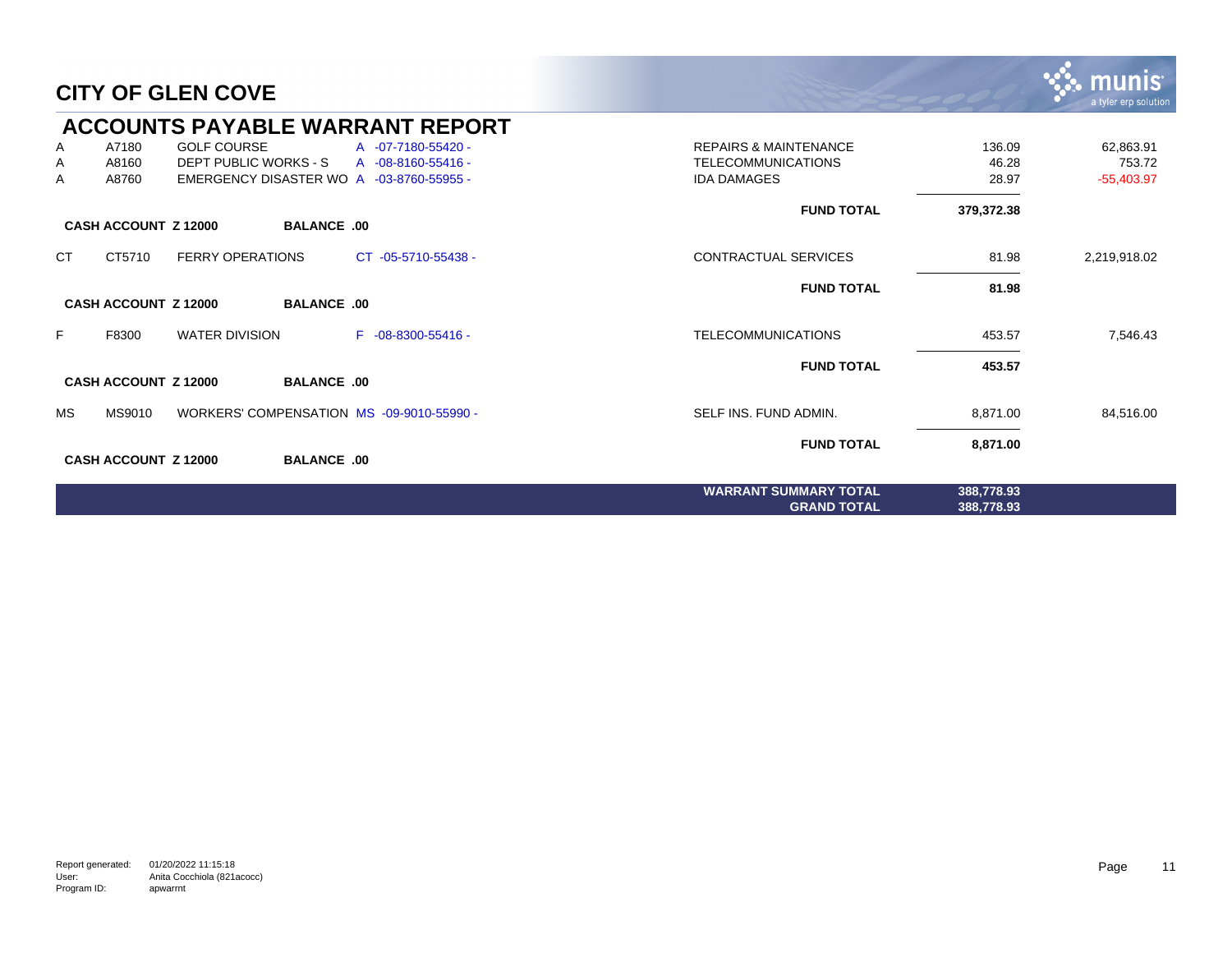# CITY OF GLEN COVE

## ACCOUNTS PAYABLE WARRANT REPORT

| | | | | | | |
|---|---|---|---|---|---|---|
| A | A7180 | GOLF COURSE | A -07-7180-55420 - | REPAIRS & MAINTENANCE | 136.09 | 62,863.91 |
| A | A8160 | DEPT PUBLIC WORKS - S | A -08-8160-55416 - | TELECOMMUNICATIONS | 46.28 | 753.72 |
| A | A8760 | EMERGENCY DISASTER WO | A -03-8760-55955 - | IDA DAMAGES | 28.97 | -55,403.97 |
| | | | | **FUND TOTAL** | **379,372.38** | |

**CASH ACCOUNT Z 12000 BALANCE .00**

| | | | | | | |
|---|---|---|---|---|---|---|
| CT | CT5710 | FERRY OPERATIONS | CT -05-5710-55438 - | CONTRACTUAL SERVICES | 81.98 | 2,219,918.02 |
| | | | | **FUND TOTAL** | **81.98** | |

**CASH ACCOUNT Z 12000 BALANCE .00**

| | | | | | | |
|---|---|---|---|---|---|---|
| F | F8300 | WATER DIVISION | F -08-8300-55416 - | TELECOMMUNICATIONS | 453.57 | 7,546.43 |
| | | | | **FUND TOTAL** | **453.57** | |

**CASH ACCOUNT Z 12000 BALANCE .00**

| | | | | | | |
|---|---|---|---|---|---|---|
| MS | MS9010 | WORKERS' COMPENSATION | MS -09-9010-55990 - | SELF INS. FUND ADMIN. | 8,871.00 | 84,516.00 |
| | | | | **FUND TOTAL** | **8,871.00** | |

**CASH ACCOUNT Z 12000 BALANCE .00**

| | |
|---|---|
| **WARRANT SUMMARY TOTAL** | **388,778.93** |
| **GRAND TOTAL** | **388,778.93** |

Report generated: 01/20/2022 11:15:18
User: Anita Cocchiola (821acocc)
Program ID: apwarrnt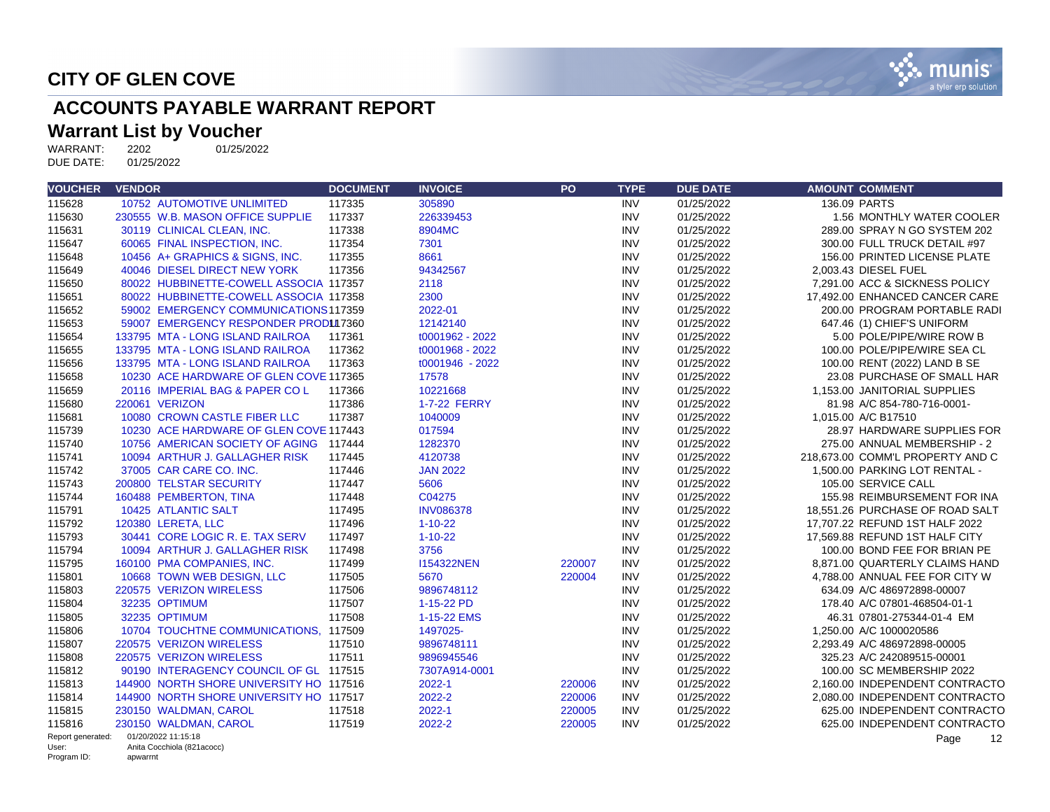# CITY OF GLEN COVE

## ACCOUNTS PAYABLE WARRANT REPORT

### Warrant List by Voucher

WARRANT: 2202 01/25/2022
DUE DATE: 01/25/2022

| VOUCHER | VENDOR | DOCUMENT | INVOICE | PO | TYPE | DUE DATE | AMOUNT | COMMENT |
|---|---|---|---|---|---|---|---|---|
| 115628 | 10752 AUTOMOTIVE UNLIMITED | 117335 | 305890 | | INV | 01/25/2022 | 136.09 | PARTS |
| 115630 | 230555 W.B. MASON OFFICE SUPPLIE | 117337 | 226339453 | | INV | 01/25/2022 | 1.56 | MONTHLY WATER COOLER |
| 115631 | 30119 CLINICAL CLEAN, INC. | 117338 | 8904MC | | INV | 01/25/2022 | 289.00 | SPRAY N GO SYSTEM 202 |
| 115647 | 60065 FINAL INSPECTION, INC. | 117354 | 7301 | | INV | 01/25/2022 | 300.00 | FULL TRUCK DETAIL #97 |
| 115648 | 10456 A+ GRAPHICS & SIGNS, INC. | 117355 | 8661 | | INV | 01/25/2022 | 156.00 | PRINTED LICENSE PLATE |
| 115649 | 40046 DIESEL DIRECT NEW YORK | 117356 | 94342567 | | INV | 01/25/2022 | 2,003.43 | DIESEL FUEL |
| 115650 | 80022 HUBBINETTE-COWELL ASSOCIA | 117357 | 2118 | | INV | 01/25/2022 | 7,291.00 | ACC & SICKNESS POLICY |
| 115651 | 80022 HUBBINETTE-COWELL ASSOCIA | 117358 | 2300 | | INV | 01/25/2022 | 17,492.00 | ENHANCED CANCER CARE |
| 115652 | 59002 EMERGENCY COMMUNICATIONS | 117359 | 2022-01 | | INV | 01/25/2022 | 200.00 | PROGRAM PORTABLE RADI |
| 115653 | 59007 EMERGENCY RESPONDER PROD | 117360 | 12142140 | | INV | 01/25/2022 | 647.46 | (1) CHIEF'S UNIFORM |
| 115654 | 133795 MTA - LONG ISLAND RAILROA | 117361 | t0001962 - 2022 | | INV | 01/25/2022 | 5.00 | POLE/PIPE/WIRE ROW B |
| 115655 | 133795 MTA - LONG ISLAND RAILROA | 117362 | t0001968 - 2022 | | INV | 01/25/2022 | 100.00 | POLE/PIPE/WIRE SEA CL |
| 115656 | 133795 MTA - LONG ISLAND RAILROA | 117363 | t0001946 - 2022 | | INV | 01/25/2022 | 100.00 | RENT (2022) LAND B SE |
| 115658 | 10230 ACE HARDWARE OF GLEN COVE | 117365 | 17578 | | INV | 01/25/2022 | 23.08 | PURCHASE OF SMALL HAR |
| 115659 | 20116 IMPERIAL BAG & PAPER CO L | 117366 | 10221668 | | INV | 01/25/2022 | 1,153.00 | JANITORIAL SUPPLIES |
| 115680 | 220061 VERIZON | 117386 | 1-7-22 FERRY | | INV | 01/25/2022 | 81.98 | A/C 854-780-716-0001- |
| 115681 | 10080 CROWN CASTLE FIBER LLC | 117387 | 1040009 | | INV | 01/25/2022 | 1,015.00 | A/C B17510 |
| 115739 | 10230 ACE HARDWARE OF GLEN COVE | 117443 | 017594 | | INV | 01/25/2022 | 28.97 | HARDWARE SUPPLIES FOR |
| 115740 | 10756 AMERICAN SOCIETY OF AGING | 117444 | 1282370 | | INV | 01/25/2022 | 275.00 | ANNUAL MEMBERSHIP - 2 |
| 115741 | 10094 ARTHUR J. GALLAGHER RISK | 117445 | 4120738 | | INV | 01/25/2022 | 218,673.00 | COMM'L PROPERTY AND C |
| 115742 | 37005 CAR CARE CO. INC. | 117446 | JAN 2022 | | INV | 01/25/2022 | 1,500.00 | PARKING LOT RENTAL - |
| 115743 | 200800 TELSTAR SECURITY | 117447 | 5606 | | INV | 01/25/2022 | 105.00 | SERVICE CALL |
| 115744 | 160488 PEMBERTON, TINA | 117448 | C04275 | | INV | 01/25/2022 | 155.98 | REIMBURSEMENT FOR INA |
| 115791 | 10425 ATLANTIC SALT | 117495 | INV086378 | | INV | 01/25/2022 | 18,551.26 | PURCHASE OF ROAD SALT |
| 115792 | 120380 LERETA, LLC | 117496 | 1-10-22 | | INV | 01/25/2022 | 17,707.22 | REFUND 1ST HALF 2022 |
| 115793 | 30441 CORE LOGIC R. E. TAX SERV | 117497 | 1-10-22 | | INV | 01/25/2022 | 17,569.88 | REFUND 1ST HALF CITY |
| 115794 | 10094 ARTHUR J. GALLAGHER RISK | 117498 | 3756 | | INV | 01/25/2022 | 100.00 | BOND FEE FOR BRIAN PE |
| 115795 | 160100 PMA COMPANIES, INC. | 117499 | I154322NEN | 220007 | INV | 01/25/2022 | 8,871.00 | QUARTERLY CLAIMS HAND |
| 115801 | 10668 TOWN WEB DESIGN, LLC | 117505 | 5670 | 220004 | INV | 01/25/2022 | 4,788.00 | ANNUAL FEE FOR CITY W |
| 115803 | 220575 VERIZON WIRELESS | 117506 | 9896748112 | | INV | 01/25/2022 | 634.09 | A/C 486972898-00007 |
| 115804 | 32235 OPTIMUM | 117507 | 1-15-22 PD | | INV | 01/25/2022 | 178.40 | A/C 07801-468504-01-1 |
| 115805 | 32235 OPTIMUM | 117508 | 1-15-22 EMS | | INV | 01/25/2022 | 46.31 | 07801-275344-01-4 EM |
| 115806 | 10704 TOUCHTNE COMMUNICATIONS, | 117509 | 1497025- | | INV | 01/25/2022 | 1,250.00 | A/C 1000020586 |
| 115807 | 220575 VERIZON WIRELESS | 117510 | 9896748111 | | INV | 01/25/2022 | 2,293.49 | A/C 486972898-00005 |
| 115808 | 220575 VERIZON WIRELESS | 117511 | 9896945546 | | INV | 01/25/2022 | 325.23 | A/C 242089515-00001 |
| 115812 | 90190 INTERAGENCY COUNCIL OF GL | 117515 | 7307A914-0001 | | INV | 01/25/2022 | 100.00 | SC MEMBERSHIP 2022 |
| 115813 | 144900 NORTH SHORE UNIVERSITY HO | 117516 | 2022-1 | 220006 | INV | 01/25/2022 | 2,160.00 | INDEPENDENT CONTRACTO |
| 115814 | 144900 NORTH SHORE UNIVERSITY HO | 117517 | 2022-2 | 220006 | INV | 01/25/2022 | 2,080.00 | INDEPENDENT CONTRACTO |
| 115815 | 230150 WALDMAN, CAROL | 117518 | 2022-1 | 220005 | INV | 01/25/2022 | 625.00 | INDEPENDENT CONTRACTO |
| 115816 | 230150 WALDMAN, CAROL | 117519 | 2022-2 | 220005 | INV | 01/25/2022 | 625.00 | INDEPENDENT CONTRACTO |

Report generated: 01/20/2022 11:15:18
User: Anita Cocchiola (821acocc)
Program ID: apwarrnt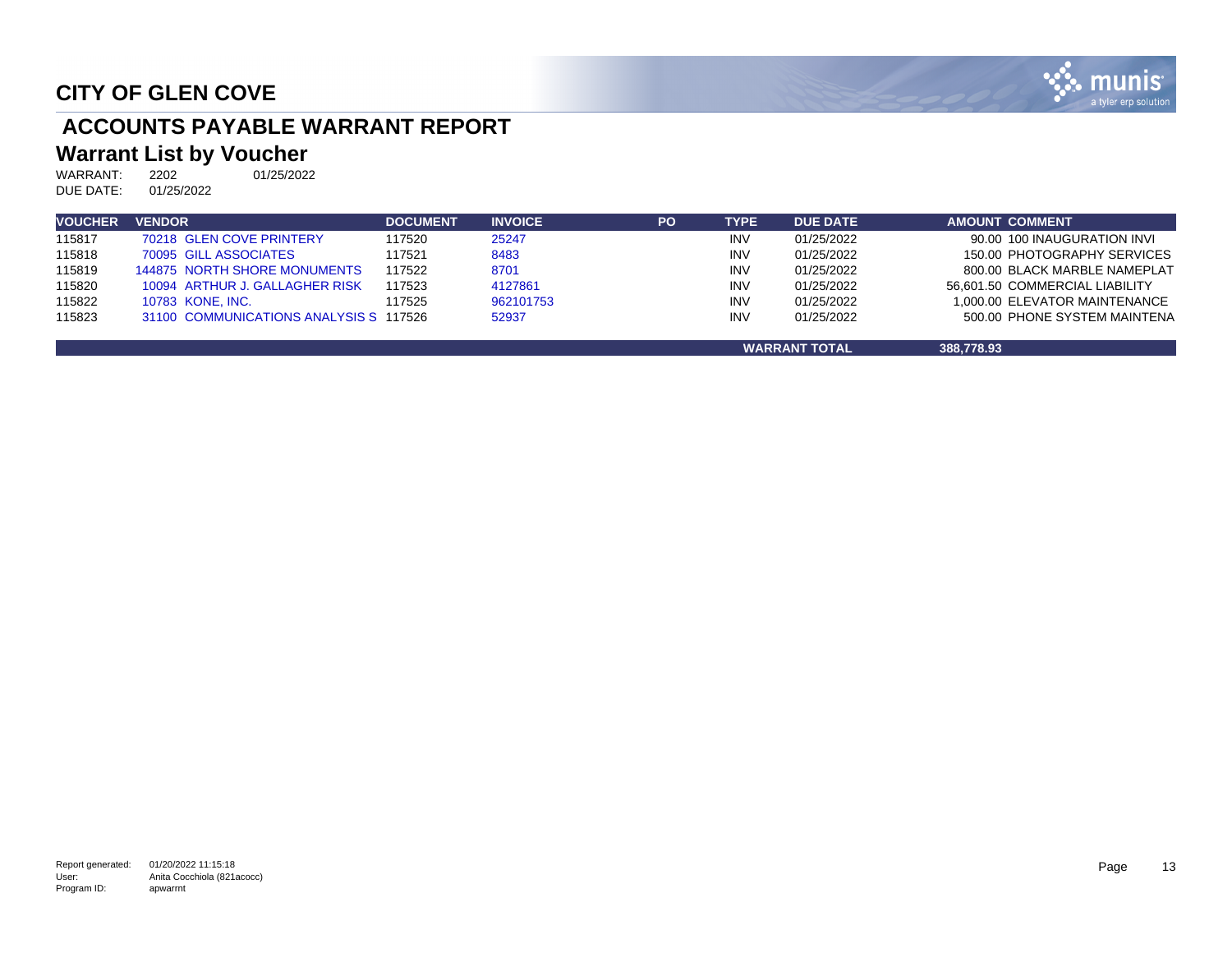# CITY OF GLEN COVE

## ACCOUNTS PAYABLE WARRANT REPORT

### Warrant List by Voucher

WARRANT: 2202 01/25/2022
DUE DATE: 01/25/2022

| VOUCHER | VENDOR | DOCUMENT | INVOICE | PO | TYPE | DUE DATE | AMOUNT | COMMENT |
|---|---|---|---|---|---|---|---|---|
| 115817 | 70218 GLEN COVE PRINTERY | 117520 | 25247 | | INV | 01/25/2022 | 90.00 | 100 INAUGURATION INVI |
| 115818 | 70095 GILL ASSOCIATES | 117521 | 8483 | | INV | 01/25/2022 | 150.00 | PHOTOGRAPHY SERVICES |
| 115819 | 144875 NORTH SHORE MONUMENTS | 117522 | 8701 | | INV | 01/25/2022 | 800.00 | BLACK MARBLE NAMEPLAT |
| 115820 | 10094 ARTHUR J. GALLAGHER RISK | 117523 | 4127861 | | INV | 01/25/2022 | 56,601.50 | COMMERCIAL LIABILITY |
| 115822 | 10783 KONE, INC. | 117525 | 962101753 | | INV | 01/25/2022 | 1,000.00 | ELEVATOR MAINTENANCE |
| 115823 | 31100 COMMUNICATIONS ANALYSIS S | 117526 | 52937 | | INV | 01/25/2022 | 500.00 | PHONE SYSTEM MAINTENA |
| | | | | | | **WARRANT TOTAL** | **388,778.93** | |

Report generated: 01/20/2022 11:15:18
User: Anita Cocchiola (821acocc)
Program ID: apwarrnt